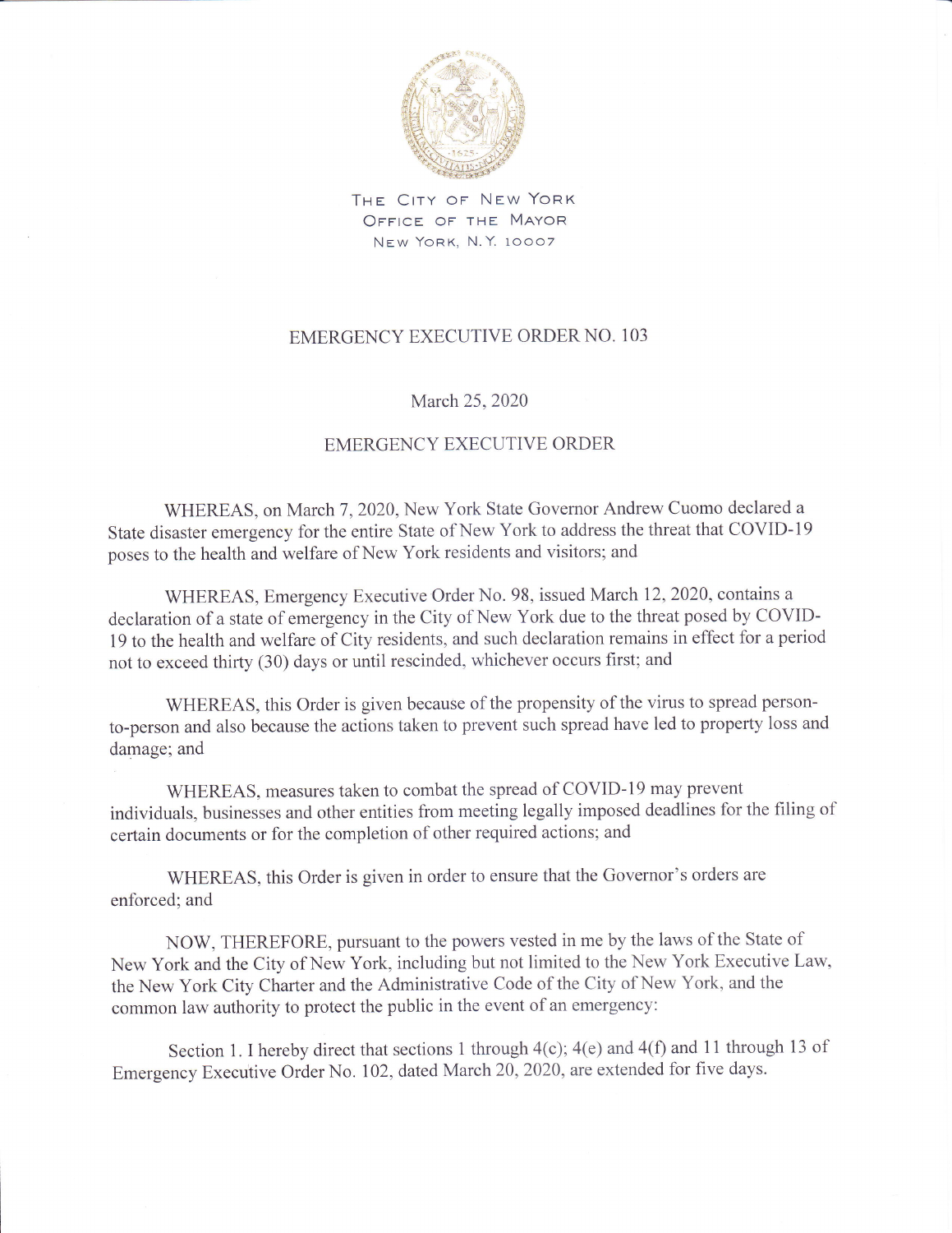THE CITY OF NEW YORK
OFFICE OF THE MAYOR
NEW YORK, N.Y. 10007

# EMERGENCY EXECUTIVE ORDER NO. 103

March 25, 2020

## EMERGENCY EXECUTIVE ORDER

WHEREAS, on March 7, 2020, New York State Governor Andrew Cuomo declared a State disaster emergency for the entire State of New York to address the threat that COVID-19 poses to the health and welfare of New York residents and visitors; and

WHEREAS, Emergency Executive Order No. 98, issued March 12, 2020, contains a declaration of a state of emergency in the City of New York due to the threat posed by COVID-19 to the health and welfare of City residents, and such declaration remains in effect for a period not to exceed thirty (30) days or until rescinded, whichever occurs first; and

WHEREAS, this Order is given because of the propensity of the virus to spread person-to-person and also because the actions taken to prevent such spread have led to property loss and damage; and

WHEREAS, measures taken to combat the spread of COVID-19 may prevent individuals, businesses and other entities from meeting legally imposed deadlines for the filing of certain documents or for the completion of other required actions; and

WHEREAS, this Order is given in order to ensure that the Governor's orders are enforced; and

NOW, THEREFORE, pursuant to the powers vested in me by the laws of the State of New York and the City of New York, including but not limited to the New York Executive Law, the New York City Charter and the Administrative Code of the City of New York, and the common law authority to protect the public in the event of an emergency:

Section 1. I hereby direct that sections 1 through 4(c); 4(e) and 4(f) and 11 through 13 of Emergency Executive Order No. 102, dated March 20, 2020, are extended for five days.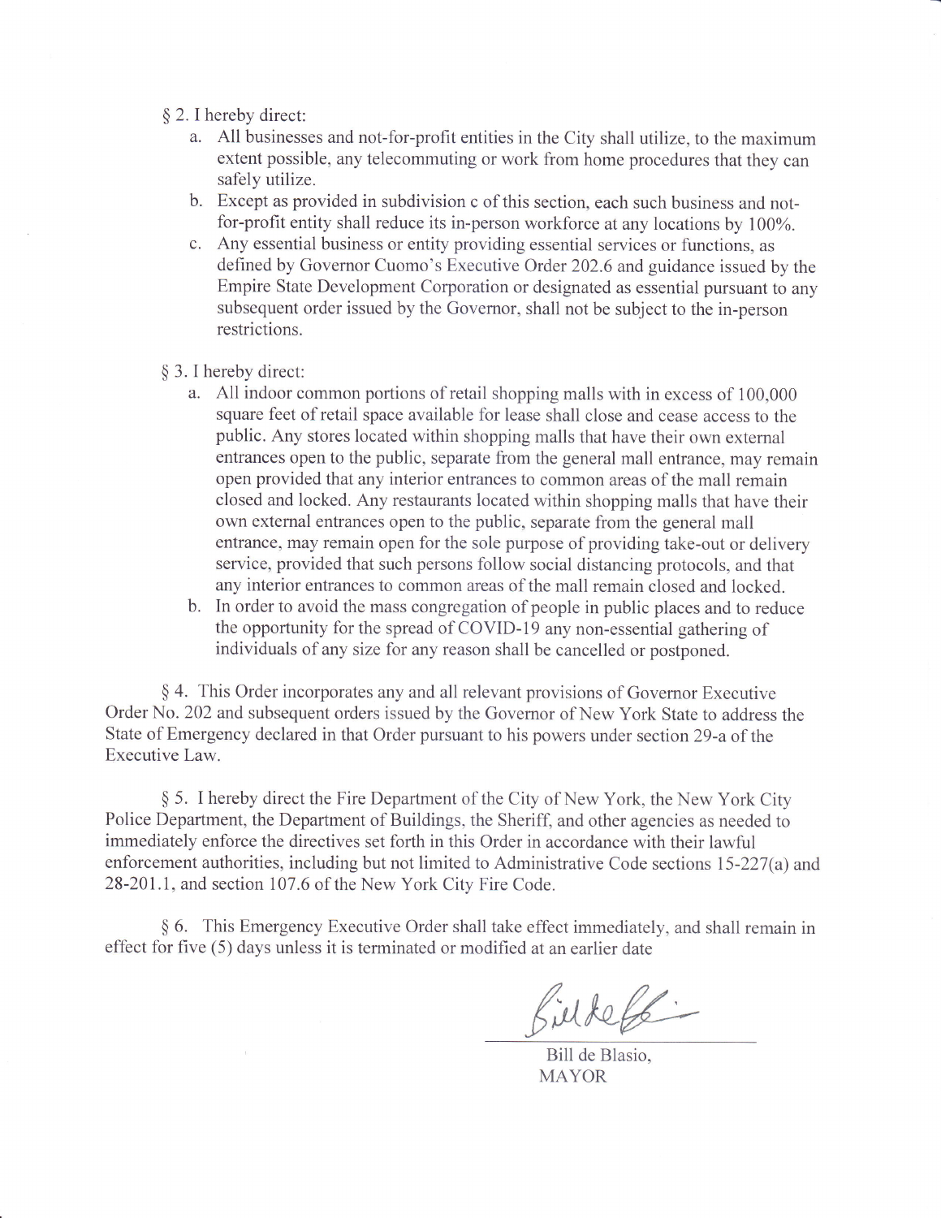§ 2. I hereby direct:

a. All businesses and not-for-profit entities in the City shall utilize, to the maximum extent possible, any telecommuting or work from home procedures that they can safely utilize.
b. Except as provided in subdivision c of this section, each such business and not-for-profit entity shall reduce its in-person workforce at any locations by 100%.
c. Any essential business or entity providing essential services or functions, as defined by Governor Cuomo's Executive Order 202.6 and guidance issued by the Empire State Development Corporation or designated as essential pursuant to any subsequent order issued by the Governor, shall not be subject to the in-person restrictions.

§ 3. I hereby direct:

a. All indoor common portions of retail shopping malls with in excess of 100,000 square feet of retail space available for lease shall close and cease access to the public. Any stores located within shopping malls that have their own external entrances open to the public, separate from the general mall entrance, may remain open provided that any interior entrances to common areas of the mall remain closed and locked. Any restaurants located within shopping malls that have their own external entrances open to the public, separate from the general mall entrance, may remain open for the sole purpose of providing take-out or delivery service, provided that such persons follow social distancing protocols, and that any interior entrances to common areas of the mall remain closed and locked.
b. In order to avoid the mass congregation of people in public places and to reduce the opportunity for the spread of COVID-19 any non-essential gathering of individuals of any size for any reason shall be cancelled or postponed.

§ 4. This Order incorporates any and all relevant provisions of Governor Executive Order No. 202 and subsequent orders issued by the Governor of New York State to address the State of Emergency declared in that Order pursuant to his powers under section 29-a of the Executive Law.

§ 5. I hereby direct the Fire Department of the City of New York, the New York City Police Department, the Department of Buildings, the Sheriff, and other agencies as needed to immediately enforce the directives set forth in this Order in accordance with their lawful enforcement authorities, including but not limited to Administrative Code sections 15-227(a) and 28-201.1, and section 107.6 of the New York City Fire Code.

§ 6. This Emergency Executive Order shall take effect immediately, and shall remain in effect for five (5) days unless it is terminated or modified at an earlier date

Bill de Blasio,
MAYOR